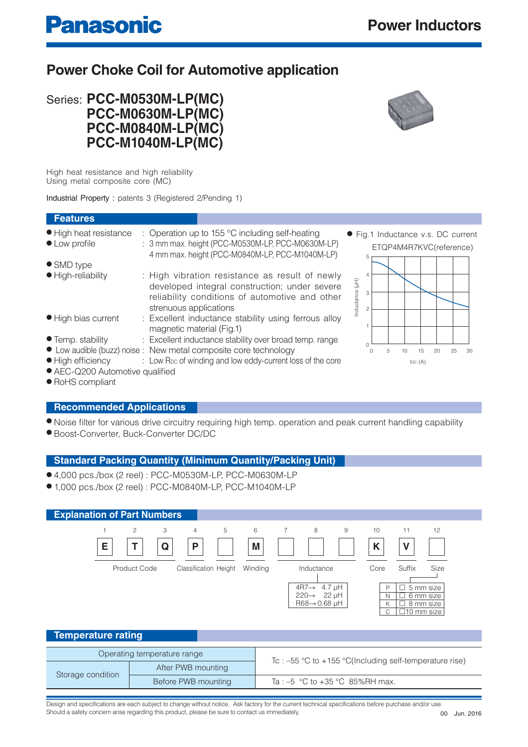Panasonic

# Power Inductors

## Power Choke Coil for Automotive application

Series: **PCC-M0530M-LP(MC)**
**PCC-M0630M-LP(MC)**
**PCC-M0840M-LP(MC)**
**PCC-M1040M-LP(MC)**

High heat resistance and high reliability
Using metal composite core (MC)

Industrial Property : patents 3 (Registered 2/Pending 1)

### Features

- High heat resistance : Operation up to 155 °C including self-heating
- Low profile : 3 mm max. height (PCC-M0530M-LP, PCC-M0630M-LP)
  4 mm max. height (PCC-M0840M-LP, PCC-M1040M-LP)
- SMD type
- High-reliability : High vibration resistance as result of newly developed integral construction; under severe reliability conditions of automotive and other strenuous applications
- High bias current : Excellent inductance stability using ferrous alloy magnetic material (Fig.1)
- Temp. stability : Excellent inductance stability over broad temp. range
- Low audible (buzz) noise : New metal composite core technology
- High efficiency : Low $R_{DC}$ of winding and low eddy-current loss of the core
- AEC-Q200 Automotive qualified
- RoHS compliant

● Fig.1 Inductance v.s. DC current
ETQP4M4R7KVC(reference)

(Graph: Inductance (µH) 0–5 vs. $I_{DC}$ (A) 0–30)

### Recommended Applications

- Noise filter for various drive circuitry requiring high temp. operation and peak current handling capability
- Boost-Converter, Buck-Converter DC/DC

### Standard Packing Quantity (Minimum Quantity/Packing Unit)

- 4,000 pcs./box (2 reel) : PCC-M0530M-LP, PCC-M0630M-LP
- 1,000 pcs./box (2 reel) : PCC-M0840M-LP, PCC-M1040M-LP

### Explanation of Part Numbers

| 1 | 2 | 3 | 4 | 5 | 6 | 7 | 8 | 9 | 10 | 11 | 12 |
|---|---|---|---|---|---|---|---|---|---|---|---|
| E | T | Q | P | | M | | | | K | V | |
| Product Code | | | Classification | Height | Winding | Inductance | | | Core | Suffix | Size |

Inductance:

| Code | Inductance |
|---|---|
| 4R7 | 4.7 µH |
| 220 | 22 µH |
| R68 | 0.68 µH |

Size:

| Code | Size |
|---|---|
| P | □ 5 mm size |
| N | □ 6 mm size |
| K | □ 8 mm size |
| C | □10 mm size |

### Temperature rating

| Operating temperature range | | Tc : –55 °C to +155 °C(Including self-temperature rise) |
|---|---|---|
| Storage condition | After PWB mounting | Tc : –55 °C to +155 °C(Including self-temperature rise) |
| | Before PWB mounting | Ta : –5 °C to +35 °C 85%RH max. |

Design and specifications are each subject to change without notice. Ask factory for the current technical specifications before purchase and/or use.
Should a safety concern arise regarding this product, please be sure to contact us immediately.

00 Jun. 2016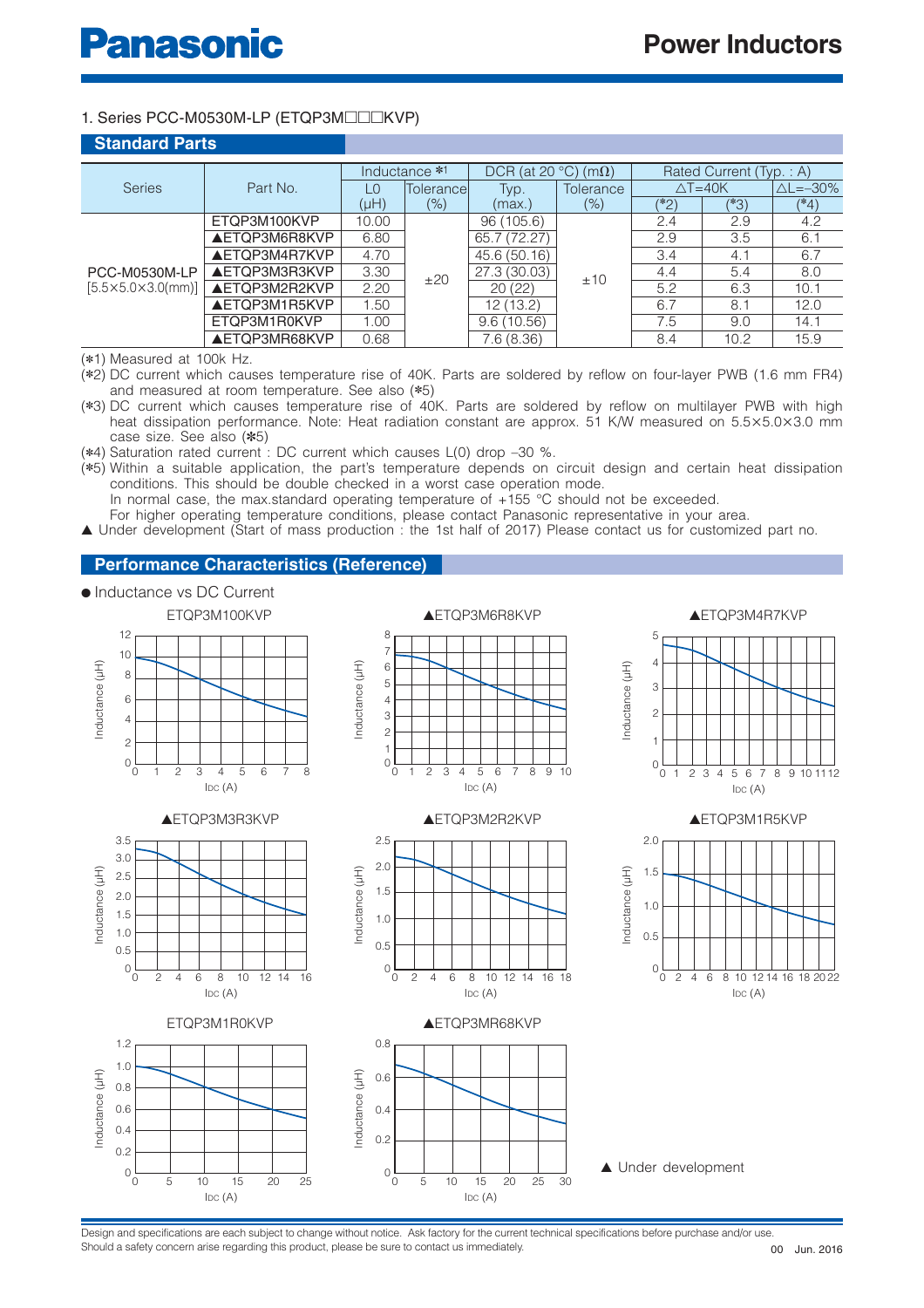# Power Inductors

## 1. Series PCC-M0530M-LP (ETQP3M□□□KVP)

### Standard Parts

| Series | Part No. | Inductance *1 | | DCR (at 20 °C) (mΩ) | | Rated Current (Typ. : A) | | |
|---|---|---|---|---|---|---|---|---|
| | | L0 (μH) | Tolerance (%) | Typ. (max.) | Tolerance (%) | △T=40K (*2) | △T=40K (*3) | △L=−30% (*4) |
| PCC-M0530M-LP [5.5×5.0×3.0(mm)] | ETQP3M100KVP | 10.00 | ±20 | 96 (105.6) | ±10 | 2.4 | 2.9 | 4.2 |
| | ▲ETQP3M6R8KVP | 6.80 | | 65.7 (72.27) | | 2.9 | 3.5 | 6.1 |
| | ▲ETQP3M4R7KVP | 4.70 | | 45.6 (50.16) | | 3.4 | 4.1 | 6.7 |
| | ▲ETQP3M3R3KVP | 3.30 | | 27.3 (30.03) | | 4.4 | 5.4 | 8.0 |
| | ▲ETQP3M2R2KVP | 2.20 | | 20 (22) | | 5.2 | 6.3 | 10.1 |
| | ▲ETQP3M1R5KVP | 1.50 | | 12 (13.2) | | 6.7 | 8.1 | 12.0 |
| | ETQP3M1R0KVP | 1.00 | | 9.6 (10.56) | | 7.5 | 9.0 | 14.1 |
| | ▲ETQP3MR68KVP | 0.68 | | 7.6 (8.36) | | 8.4 | 10.2 | 15.9 |

(*1) Measured at 100k Hz.
(*2) DC current which causes temperature rise of 40K. Parts are soldered by reflow on four-layer PWB (1.6 mm FR4) and measured at room temperature. See also (*5)
(*3) DC current which causes temperature rise of 40K. Parts are soldered by reflow on multilayer PWB with high heat dissipation performance. Note: Heat radiation constant are approx. 51 K/W measured on 5.5×5.0×3.0 mm case size. See also (*5)
(*4) Saturation rated current : DC current which causes L(0) drop −30 %.
(*5) Within a suitable application, the part's temperature depends on circuit design and certain heat dissipation conditions. This should be double checked in a worst case operation mode.
In normal case, the max.standard operating temperature of +155 °C should not be exceeded.
For higher operating temperature conditions, please contact Panasonic representative in your area.
▲ Under development (Start of mass production : the 1st half of 2017) Please contact us for customized part no.

### Performance Characteristics (Reference)

● Inductance vs DC Current

ETQP3M100KVP

▲ETQP3M6R8KVP

▲ETQP3M4R7KVP

▲ETQP3M3R3KVP

▲ETQP3M2R2KVP

▲ETQP3M1R5KVP

ETQP3M1R0KVP

▲ETQP3MR68KVP

▲ Under development

Design and specifications are each subject to change without notice. Ask factory for the current technical specifications before purchase and/or use.
Should a safety concern arise regarding this product, please be sure to contact us immediately.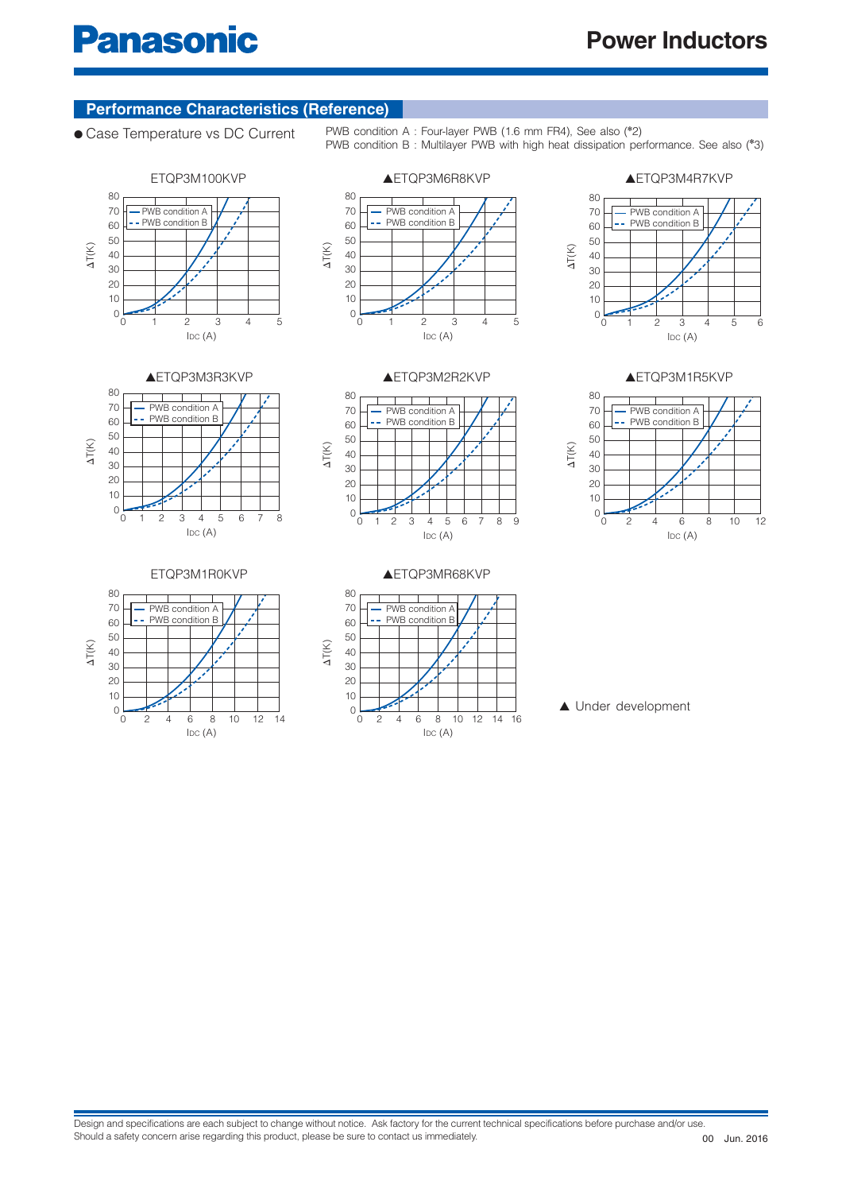## Performance Characteristics (Reference)

● Case Temperature vs DC Current

PWB condition A : Four-layer PWB (1.6 mm FR4), See also (*2)
PWB condition B : Multilayer PWB with high heat dissipation performance. See also (*3)

ETQP3M100KVP

▲ETQP3M6R8KVP

▲ETQP3M4R7KVP

▲ETQP3M3R3KVP

▲ETQP3M2R2KVP

▲ETQP3M1R5KVP

ETQP3M1R0KVP

▲ETQP3MR68KVP

▲ Under development

Design and specifications are each subject to change without notice. Ask factory for the current technical specifications before purchase and/or use.
Should a safety concern arise regarding this product, please be sure to contact us immediately.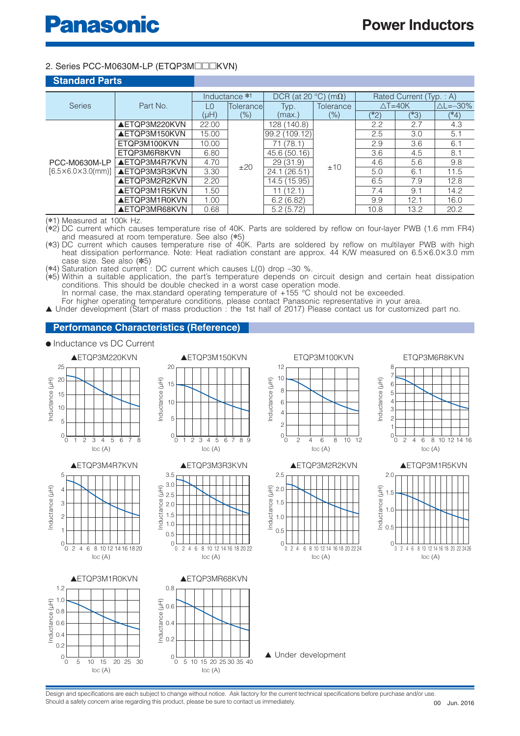## 2. Series PCC-M0630M-LP (ETQP3M□□□KVN)

### Standard Parts

| Series | Part No. | Inductance *1 | | DCR (at 20 °C) (mΩ) | | Rated Current (Typ. : A) | | |
|---|---|---|---|---|---|---|---|---|
| | | L0 | Tolerance | Typ. | Tolerance | ΔT=40K | | ΔL=–30% |
| | | (μH) | (%) | (max.) | (%) | (*2) | (*3) | (*4) |
| PCC-M0630M-LP [6.5×6.0×3.0(mm)] | ▲ETQP3M220KVN | 22.00 | ±20 | 128 (140.8) | ±10 | 2.2 | 2.7 | 4.3 |
| | ▲ETQP3M150KVN | 15.00 | | 99.2 (109.12) | | 2.5 | 3.0 | 5.1 |
| | ETQP3M100KVN | 10.00 | | 71 (78.1) | | 2.9 | 3.6 | 6.1 |
| | ETQP3M6R8KVN | 6.80 | | 45.6 (50.16) | | 3.6 | 4.5 | 8.1 |
| | ▲ETQP3M4R7KVN | 4.70 | | 29 (31.9) | | 4.6 | 5.6 | 9.8 |
| | ▲ETQP3M3R3KVN | 3.30 | | 24.1 (26.51) | | 5.0 | 6.1 | 11.5 |
| | ▲ETQP3M2R2KVN | 2.20 | | 14.5 (15.95) | | 6.5 | 7.9 | 12.8 |
| | ▲ETQP3M1R5KVN | 1.50 | | 11 (12.1) | | 7.4 | 9.1 | 14.2 |
| | ▲ETQP3M1R0KVN | 1.00 | | 6.2 (6.82) | | 9.9 | 12.1 | 16.0 |
| | ▲ETQP3MR68KVN | 0.68 | | 5.2 (5.72) | | 10.8 | 13.2 | 20.2 |

(*1) Measured at 100k Hz.
(*2) DC current which causes temperature rise of 40K. Parts are soldered by reflow on four-layer PWB (1.6 mm FR4) and measured at room temperature. See also (*5)
(*3) DC current which causes temperature rise of 40K. Parts are soldered by reflow on multilayer PWB with high heat dissipation performance. Note: Heat radiation constant are approx. 44 K/W measured on 6.5×6.0×3.0 mm case size. See also (*5)
(*4) Saturation rated current : DC current which causes L(0) drop –30 %.
(*5) Within a suitable application, the part's temperature depends on circuit design and certain heat dissipation conditions. This should be double checked in a worst case operation mode.
In normal case, the max.standard operating temperature of +155 °C should not be exceeded.
For higher operating temperature conditions, please contact Panasonic representative in your area.
▲ Under development (Start of mass production : the 1st half of 2017) Please contact us for customized part no.

### Performance Characteristics (Reference)

● Inductance vs DC Current

▲ETQP3M220KVN — Inductance (μH) vs IDC (A)

▲ETQP3M150KVN — Inductance (μH) vs IDC (A)

ETQP3M100KVN — Inductance (μH) vs IDC (A)

ETQP3M6R8KVN — Inductance (μH) vs IDC (A)

▲ETQP3M4R7KVN — Inductance (μH) vs IDC (A)

▲ETQP3M3R3KVN — Inductance (μH) vs IDC (A)

▲ETQP3M2R2KVN — Inductance (μH) vs IDC (A)

▲ETQP3M1R5KVN — Inductance (μH) vs IDC (A)

▲ETQP3M1R0KVN — Inductance (μH) vs IDC (A)

▲ETQP3MR68KVN — Inductance (μH) vs IDC (A)

▲ Under development

Design and specifications are each subject to change without notice. Ask factory for the current technical specifications before purchase and/or use.
Should a safety concern arise regarding this product, please be sure to contact us immediately.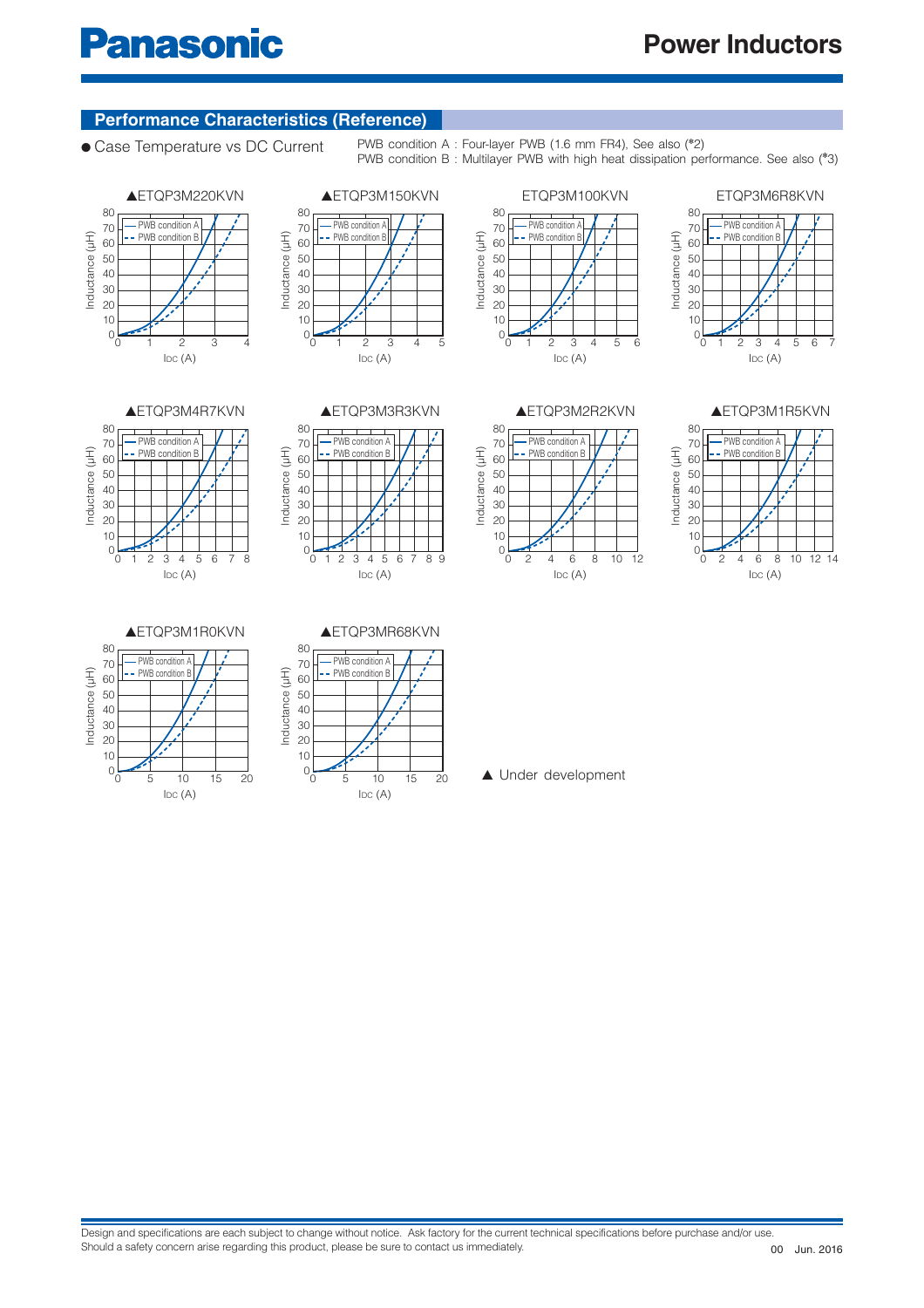## Performance Characteristics (Reference)

● Case Temperature vs DC Current

PWB condition A : Four-layer PWB (1.6 mm FR4), See also (*2)
PWB condition B : Multilayer PWB with high heat dissipation performance. See also (*3)

▲ETQP3M220KVN

▲ETQP3M150KVN

ETQP3M100KVN

ETQP3M6R8KVN

▲ETQP3M4R7KVN

▲ETQP3M3R3KVN

▲ETQP3M2R2KVN

▲ETQP3M1R5KVN

▲ETQP3M1R0KVN

▲ETQP3MR68KVN

▲ Under development

Design and specifications are each subject to change without notice. Ask factory for the current technical specifications before purchase and/or use.
Should a safety concern arise regarding this product, please be sure to contact us immediately.

00 Jun. 2016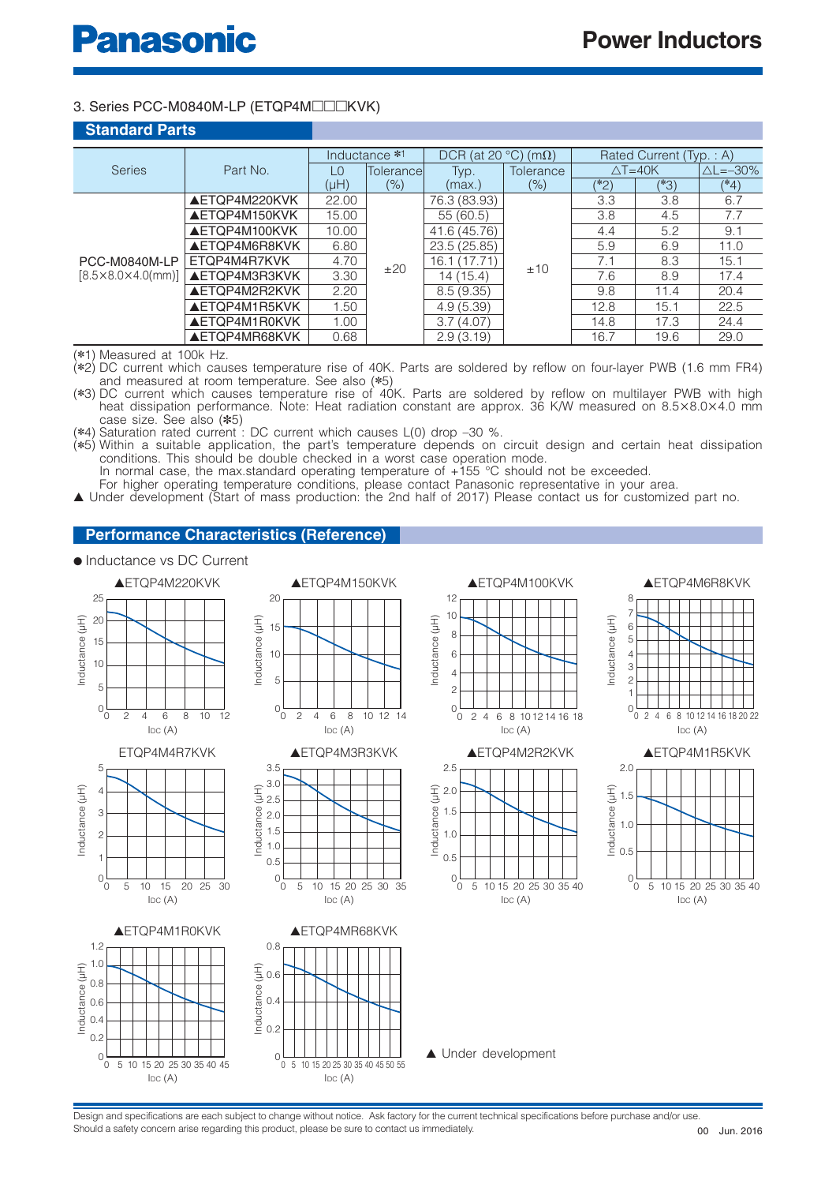## 3. Series PCC-M0840M-LP (ETQP4M□□□KVK)

### Standard Parts

| Series | Part No. | Inductance *1 | | DCR (at 20 °C) (mΩ) | | Rated Current (Typ. : A) | | |
|---|---|---|---|---|---|---|---|---|
| | | L0 | Tolerance | Typ. | Tolerance | △T=40K | | △L=–30% |
| | | (µH) | (%) | (max.) | (%) | (*2) | (*3) | (*4) |
| PCC-M0840M-LP [8.5×8.0×4.0(mm)] | ▲ETQP4M220KVK | 22.00 | ±20 | 76.3 (83.93) | ±10 | 3.3 | 3.8 | 6.7 |
| | ▲ETQP4M150KVK | 15.00 | | 55 (60.5) | | 3.8 | 4.5 | 7.7 |
| | ▲ETQP4M100KVK | 10.00 | | 41.6 (45.76) | | 4.4 | 5.2 | 9.1 |
| | ▲ETQP4M6R8KVK | 6.80 | | 23.5 (25.85) | | 5.9 | 6.9 | 11.0 |
| | ETQP4M4R7KVK | 4.70 | | 16.1 (17.71) | | 7.1 | 8.3 | 15.1 |
| | ▲ETQP4M3R3KVK | 3.30 | | 14 (15.4) | | 7.6 | 8.9 | 17.4 |
| | ▲ETQP4M2R2KVK | 2.20 | | 8.5 (9.35) | | 9.8 | 11.4 | 20.4 |
| | ▲ETQP4M1R5KVK | 1.50 | | 4.9 (5.39) | | 12.8 | 15.1 | 22.5 |
| | ▲ETQP4M1R0KVK | 1.00 | | 3.7 (4.07) | | 14.8 | 17.3 | 24.4 |
| | ▲ETQP4MR68KVK | 0.68 | | 2.9 (3.19) | | 16.7 | 19.6 | 29.0 |

(*1) Measured at 100k Hz.
(*2) DC current which causes temperature rise of 40K. Parts are soldered by reflow on four-layer PWB (1.6 mm FR4) and measured at room temperature. See also (*5)
(*3) DC current which causes temperature rise of 40K. Parts are soldered by reflow on multilayer PWB with high heat dissipation performance. Note: Heat radiation constant are approx. 36 K/W measured on 8.5×8.0×4.0 mm case size. See also (*5)
(*4) Saturation rated current : DC current which causes L(0) drop –30 %.
(*5) Within a suitable application, the part's temperature depends on circuit design and certain heat dissipation conditions. This should be double checked in a worst case operation mode.
In normal case, the max.standard operating temperature of +155 °C should not be exceeded.
For higher operating temperature conditions, please contact Panasonic representative in your area.
▲ Under development (Start of mass production: the 2nd half of 2017) Please contact us for customized part no.

### Performance Characteristics (Reference)

● Inductance vs DC Current

▲ETQP4M220KVK

▲ETQP4M150KVK

▲ETQP4M100KVK

▲ETQP4M6R8KVK

ETQP4M4R7KVK

▲ETQP4M3R3KVK

▲ETQP4M2R2KVK

▲ETQP4M1R5KVK

▲ETQP4M1R0KVK

▲ETQP4MR68KVK

▲ Under development

Design and specifications are each subject to change without notice. Ask factory for the current technical specifications before purchase and/or use.
Should a safety concern arise regarding this product, please be sure to contact us immediately.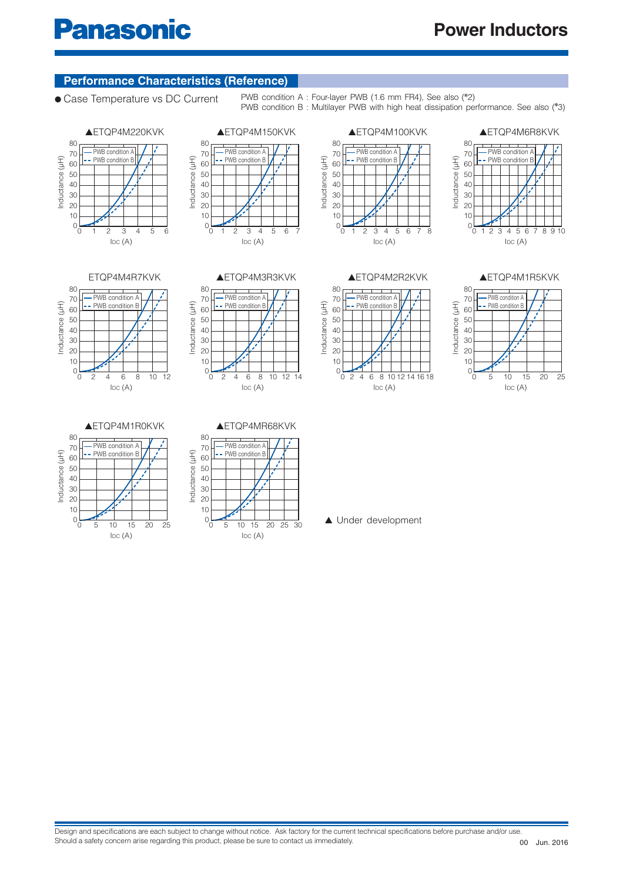## Performance Characteristics (Reference)

● Case Temperature vs DC Current

PWB condition A : Four-layer PWB (1.6 mm FR4), See also (*2)
PWB condition B : Multilayer PWB with high heat dissipation performance. See also (*3)

▲ETQP4M220KVK

▲ETQP4M150KVK

▲ETQP4M100KVK

▲ETQP4M6R8KVK

ETQP4M4R7KVK

▲ETQP4M3R3KVK

▲ETQP4M2R2KVK

▲ETQP4M1R5KVK

▲ETQP4M1R0KVK

▲ETQP4MR68KVK

▲ Under development

Design and specifications are each subject to change without notice. Ask factory for the current technical specifications before purchase and/or use.
Should a safety concern arise regarding this product, please be sure to contact us immediately.

00 Jun. 2016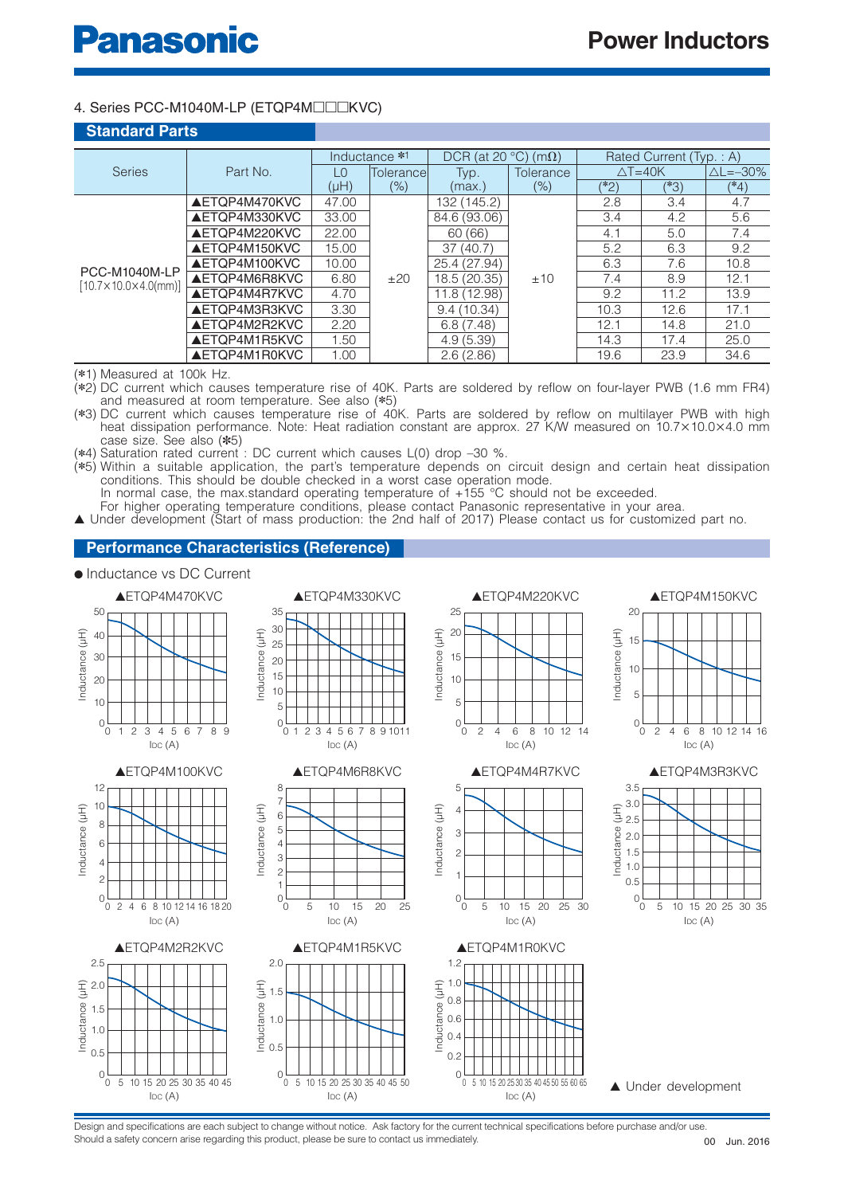## 4. Series PCC-M1040M-LP (ETQP4M□□□KVC)

### Standard Parts

| Series | Part No. | Inductance *1 | | DCR (at 20 °C) (mΩ) | | Rated Current (Typ. : A) | | |
|---|---|---|---|---|---|---|---|---|
| | | L0 | Tolerance | Typ. | Tolerance | △T=40K | | △L=−30% |
| | | (μH) | (%) | (max.) | (%) | (*2) | (*3) | (*4) |
| PCC-M1040M-LP [10.7×10.0×4.0(mm)] | ▲ETQP4M470KVC | 47.00 | ±20 | 132 (145.2) | ±10 | 2.8 | 3.4 | 4.7 |
| | ▲ETQP4M330KVC | 33.00 | | 84.6 (93.06) | | 3.4 | 4.2 | 5.6 |
| | ▲ETQP4M220KVC | 22.00 | | 60 (66) | | 4.1 | 5.0 | 7.4 |
| | ▲ETQP4M150KVC | 15.00 | | 37 (40.7) | | 5.2 | 6.3 | 9.2 |
| | ▲ETQP4M100KVC | 10.00 | | 25.4 (27.94) | | 6.3 | 7.6 | 10.8 |
| | ▲ETQP4M6R8KVC | 6.80 | | 18.5 (20.35) | | 7.4 | 8.9 | 12.1 |
| | ▲ETQP4M4R7KVC | 4.70 | | 11.8 (12.98) | | 9.2 | 11.2 | 13.9 |
| | ▲ETQP4M3R3KVC | 3.30 | | 9.4 (10.34) | | 10.3 | 12.6 | 17.1 |
| | ▲ETQP4M2R2KVC | 2.20 | | 6.8 (7.48) | | 12.1 | 14.8 | 21.0 |
| | ▲ETQP4M1R5KVC | 1.50 | | 4.9 (5.39) | | 14.3 | 17.4 | 25.0 |
| | ▲ETQP4M1R0KVC | 1.00 | | 2.6 (2.86) | | 19.6 | 23.9 | 34.6 |

(*1) Measured at 100k Hz.
(*2) DC current which causes temperature rise of 40K. Parts are soldered by reflow on four-layer PWB (1.6 mm FR4) and measured at room temperature. See also (*5)
(*3) DC current which causes temperature rise of 40K. Parts are soldered by reflow on multilayer PWB with high heat dissipation performance. Note: Heat radiation constant are approx. 27 K/W measured on 10.7×10.0×4.0 mm case size. See also (*5)
(*4) Saturation rated current : DC current which causes L(0) drop −30 %.
(*5) Within a suitable application, the part's temperature depends on circuit design and certain heat dissipation conditions. This should be double checked in a worst case operation mode.
In normal case, the max.standard operating temperature of +155 °C should not be exceeded.
For higher operating temperature conditions, please contact Panasonic representative in your area.
▲ Under development (Start of mass production: the 2nd half of 2017) Please contact us for customized part no.

### Performance Characteristics (Reference)

● Inductance vs DC Current

▲ETQP4M470KVC, ▲ETQP4M330KVC, ▲ETQP4M220KVC, ▲ETQP4M150KVC, ▲ETQP4M100KVC, ▲ETQP4M6R8KVC, ▲ETQP4M4R7KVC, ▲ETQP4M3R3KVC, ▲ETQP4M2R2KVC, ▲ETQP4M1R5KVC, ▲ETQP4M1R0KVC

(Axes: Inductance (μH) vs IDC (A))

▲ Under development

Design and specifications are each subject to change without notice. Ask factory for the current technical specifications before purchase and/or use.
Should a safety concern arise regarding this product, please be sure to contact us immediately.

00 Jun. 2016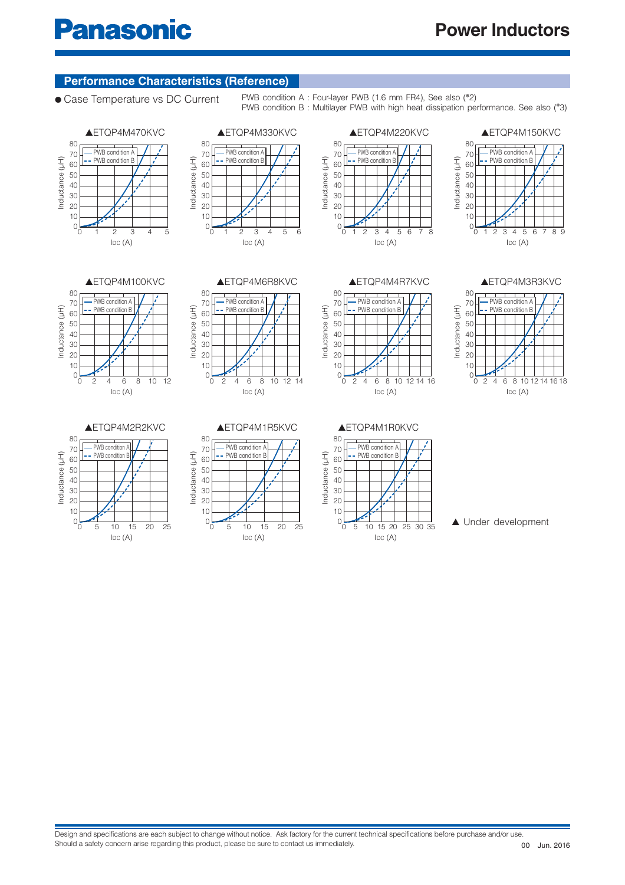## Performance Characteristics (Reference)

● Case Temperature vs DC Current

PWB condition A : Four-layer PWB (1.6 mm FR4), See also (*2)
PWB condition B : Multilayer PWB with high heat dissipation performance. See also (*3)

▲ETQP4M470KVC

▲ETQP4M330KVC

▲ETQP4M220KVC

▲ETQP4M150KVC

▲ETQP4M100KVC

▲ETQP4M6R8KVC

▲ETQP4M4R7KVC

▲ETQP4M3R3KVC

▲ETQP4M2R2KVC

▲ETQP4M1R5KVC

▲ETQP4M1R0KVC

▲ Under development

Design and specifications are each subject to change without notice. Ask factory for the current technical specifications before purchase and/or use.
Should a safety concern arise regarding this product, please be sure to contact us immediately.

00 Jun. 2016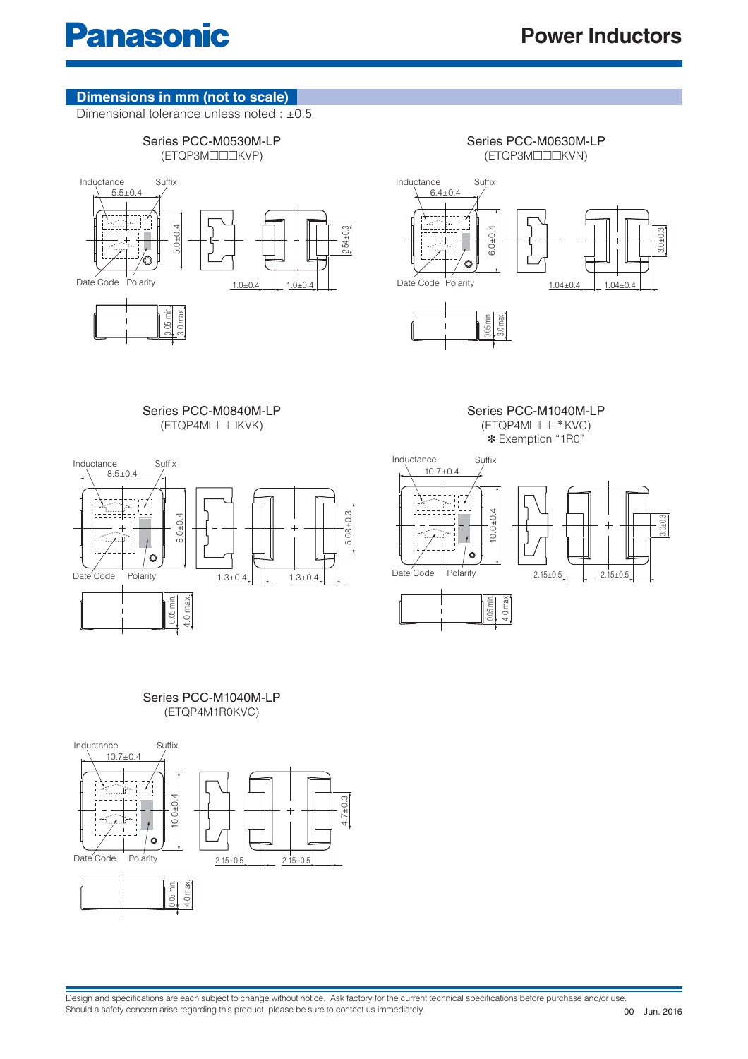## Dimensions in mm (not to scale)

Dimensional tolerance unless noted : ±0.5

### Series PCC-M0530M-LP
(ETQP3M□□□KVP)

Inductance, Suffix, Date Code, Polarity

5.5±0.4, 5.0±0.4, 2.54±0.3, 1.0±0.4, 1.0±0.4, 0.05 min., 3.0 max.

### Series PCC-M0630M-LP
(ETQP3M□□□KVN)

Inductance, Suffix, Date Code, Polarity

6.4±0.4, 6.0±0.4, 3.0±0.3, 1.04±0.4, 1.04±0.4, 0.05 min., 3.0 max.

### Series PCC-M0840M-LP
(ETQP4M□□□KVK)

Inductance, Suffix, Date Code, Polarity

8.5±0.4, 8.0±0.4, 5.08±0.3, 1.3±0.4, 1.3±0.4, 0.05 min., 4.0 max.

### Series PCC-M1040M-LP
(ETQP4M□□□*KVC)
* Exemption "1R0"

Inductance, Suffix, Date Code, Polarity

10.7±0.4, 10.0±0.4, 3.0±0.3, 2.15±0.5, 2.15±0.5, 0.05 min., 4.0 max.

### Series PCC-M1040M-LP
(ETQP4M1R0KVC)

Inductance, Suffix, Date Code, Polarity

10.7±0.4, 10.0±0.4, 4.7±0.3, 2.15±0.5, 2.15±0.5, 0.05 min., 4.0 max.

Design and specifications are each subject to change without notice. Ask factory for the current technical specifications before purchase and/or use.
Should a safety concern arise regarding this product, please be sure to contact us immediately.

00 Jun. 2016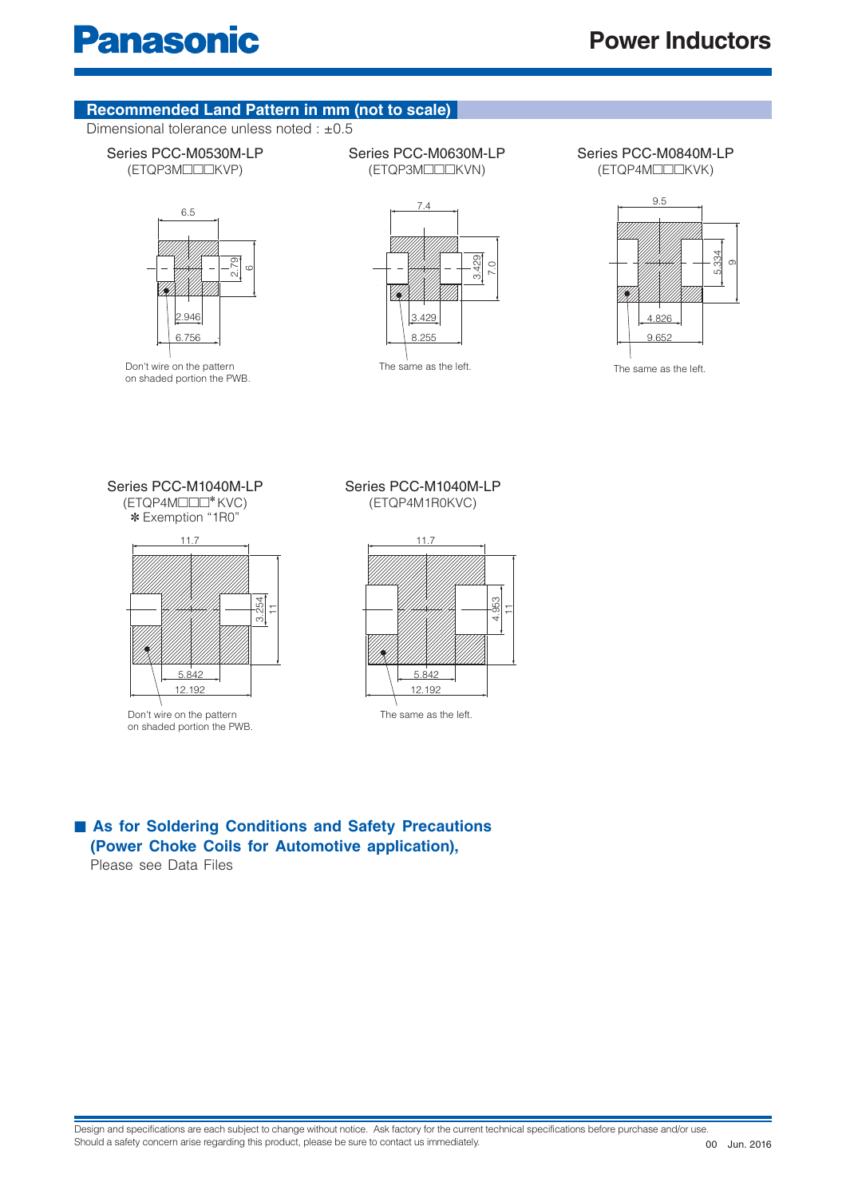## Recommended Land Pattern in mm (not to scale)

Dimensional tolerance unless noted : ±0.5

### Series PCC-M0530M-LP
(ETQP3M□□□KVP)

6.5

2.79

6

2.946

6.756

Don't wire on the pattern on shaded portion the PWB.

### Series PCC-M0630M-LP
(ETQP3M□□□KVN)

7.4

3.429

7.0

3.429

8.255

The same as the left.

### Series PCC-M0840M-LP
(ETQP4M□□□KVK)

9.5

5.334

9

4.826

9.652

The same as the left.

### Series PCC-M1040M-LP
(ETQP4M□□□*KVC)

* Exemption "1R0"

11.7

3.254

11

5.842

12.192

Don't wire on the pattern on shaded portion the PWB.

### Series PCC-M1040M-LP
(ETQP4M1R0KVC)

11.7

4.953

11

5.842

12.192

The same as the left.

■ **As for Soldering Conditions and Safety Precautions (Power Choke Coils for Automotive application),**
Please see Data Files

Design and specifications are each subject to change without notice. Ask factory for the current technical specifications before purchase and/or use.
Should a safety concern arise regarding this product, please be sure to contact us immediately.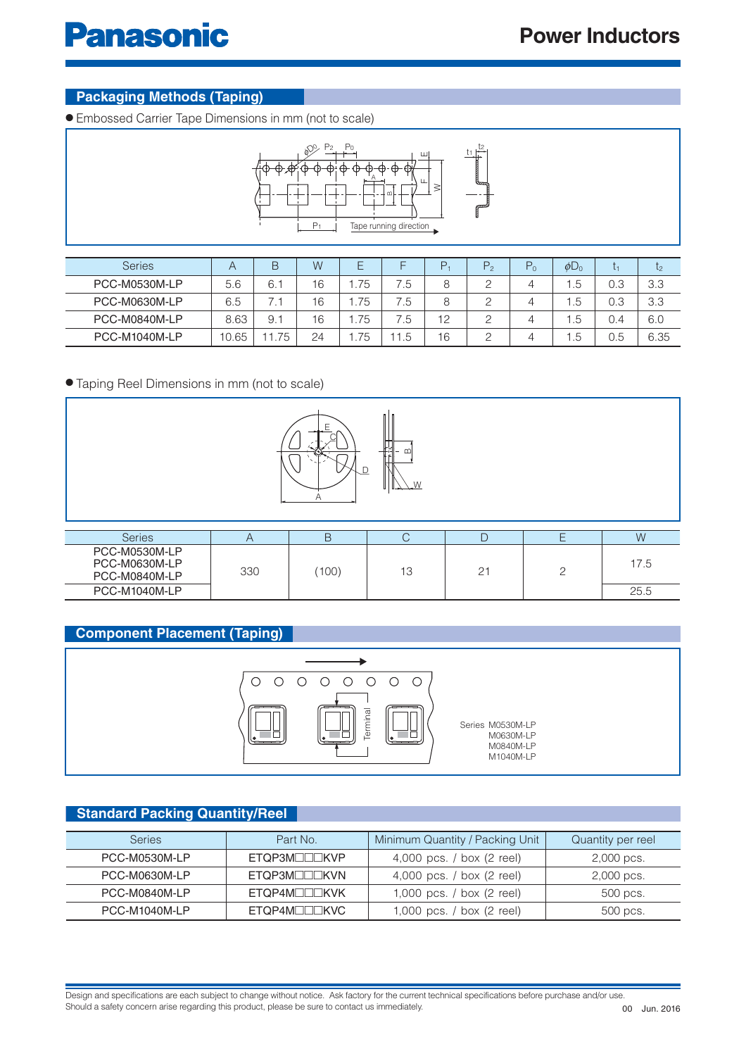# Power Inductors

## Packaging Methods (Taping)

● Embossed Carrier Tape Dimensions in mm (not to scale)

$\phi D_0$ $P_2$ $P_0$ E F W A B $P_1$ Tape running direction $t_1$ $t_2$

| Series | A | B | W | E | F | $P_1$ | $P_2$ | $P_0$ | $\phi D_0$ | $t_1$ | $t_2$ |
|---|---|---|---|---|---|---|---|---|---|---|---|
| PCC-M0530M-LP | 5.6 | 6.1 | 16 | 1.75 | 7.5 | 8 | 2 | 4 | 1.5 | 0.3 | 3.3 |
| PCC-M0630M-LP | 6.5 | 7.1 | 16 | 1.75 | 7.5 | 8 | 2 | 4 | 1.5 | 0.3 | 3.3 |
| PCC-M0840M-LP | 8.63 | 9.1 | 16 | 1.75 | 7.5 | 12 | 2 | 4 | 1.5 | 0.4 | 6.0 |
| PCC-M1040M-LP | 10.65 | 11.75 | 24 | 1.75 | 11.5 | 16 | 2 | 4 | 1.5 | 0.5 | 6.35 |

● Taping Reel Dimensions in mm (not to scale)

E C D A B W

| Series | A | B | C | D | E | W |
|---|---|---|---|---|---|---|
| PCC-M0530M-LP<br>PCC-M0630M-LP<br>PCC-M0840M-LP | 330 | (100) | 13 | 21 | 2 | 17.5 |
| PCC-M1040M-LP | | | | | | 25.5 |

## Component Placement (Taping)

Terminal

Series M0530M-LP
M0630M-LP
M0840M-LP
M1040M-LP

## Standard Packing Quantity/Reel

| Series | Part No. | Minimum Quantity / Packing Unit | Quantity per reel |
|---|---|---|---|
| PCC-M0530M-LP | ETQP3M□□□KVP | 4,000 pcs. / box (2 reel) | 2,000 pcs. |
| PCC-M0630M-LP | ETQP3M□□□KVN | 4,000 pcs. / box (2 reel) | 2,000 pcs. |
| PCC-M0840M-LP | ETQP4M□□□KVK | 1,000 pcs. / box (2 reel) | 500 pcs. |
| PCC-M1040M-LP | ETQP4M□□□KVC | 1,000 pcs. / box (2 reel) | 500 pcs. |

Design and specifications are each subject to change without notice. Ask factory for the current technical specifications before purchase and/or use.
Should a safety concern arise regarding this product, please be sure to contact us immediately.